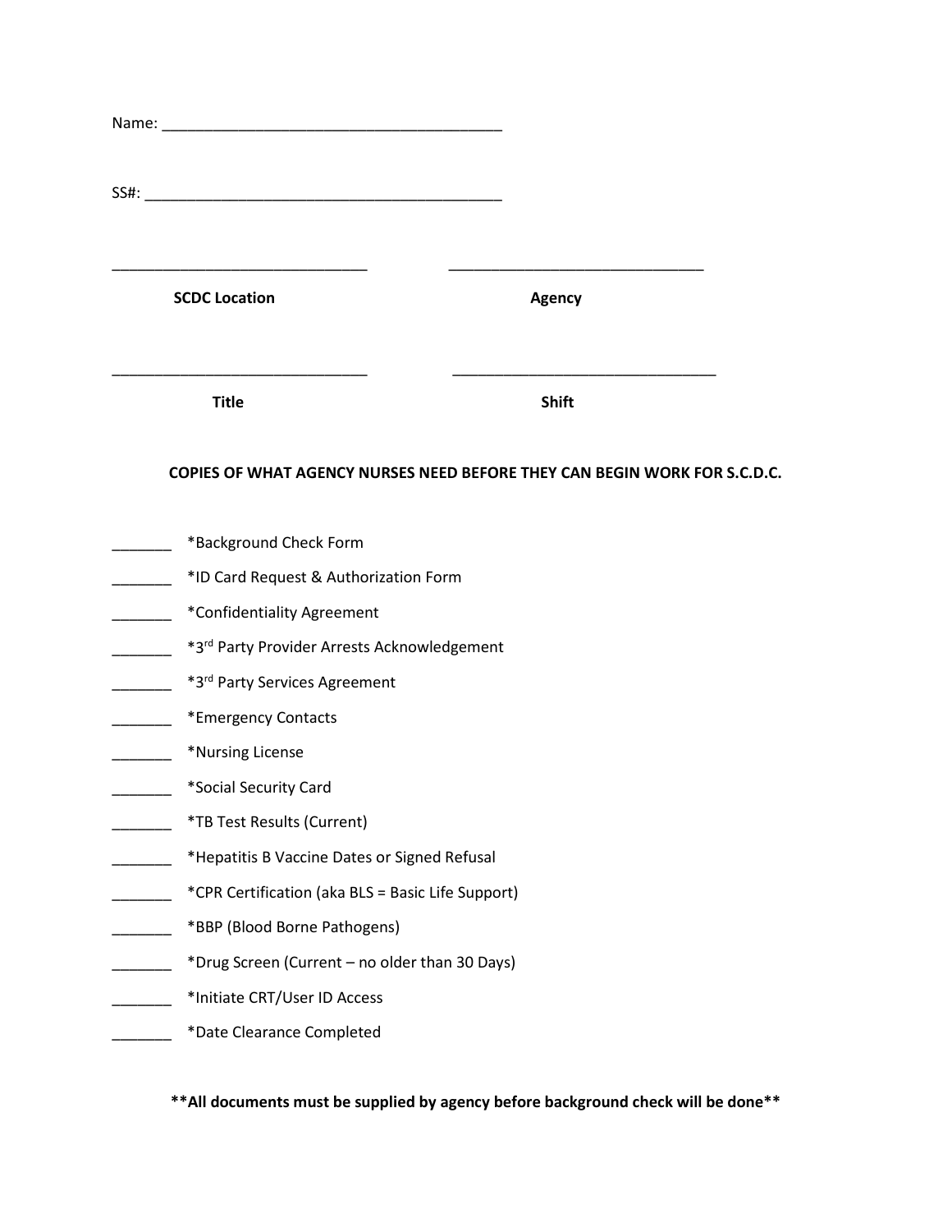Name: ________________________________________

SS#: __________________________________________

______________________________ ______________________________

**SCDC Location** **Agency**

______________________________ ______________________________

**Title** **Shift**

**COPIES OF WHAT AGENCY NURSES NEED BEFORE THEY CAN BEGIN WORK FOR S.C.D.C.**

_______ *Background Check Form

_______ *ID Card Request & Authorization Form

_______ *Confidentiality Agreement

_______ *3rd Party Provider Arrests Acknowledgement

_______ *3rd Party Services Agreement

_______ *Emergency Contacts

_______ *Nursing License

_______ *Social Security Card

_______ *TB Test Results (Current)

_______ *Hepatitis B Vaccine Dates or Signed Refusal

_______ *CPR Certification (aka BLS = Basic Life Support)

_______ *BBP (Blood Borne Pathogens)

_______ *Drug Screen (Current – no older than 30 Days)

_______ *Initiate CRT/User ID Access

_______ *Date Clearance Completed

****All documents must be supplied by agency before background check will be done****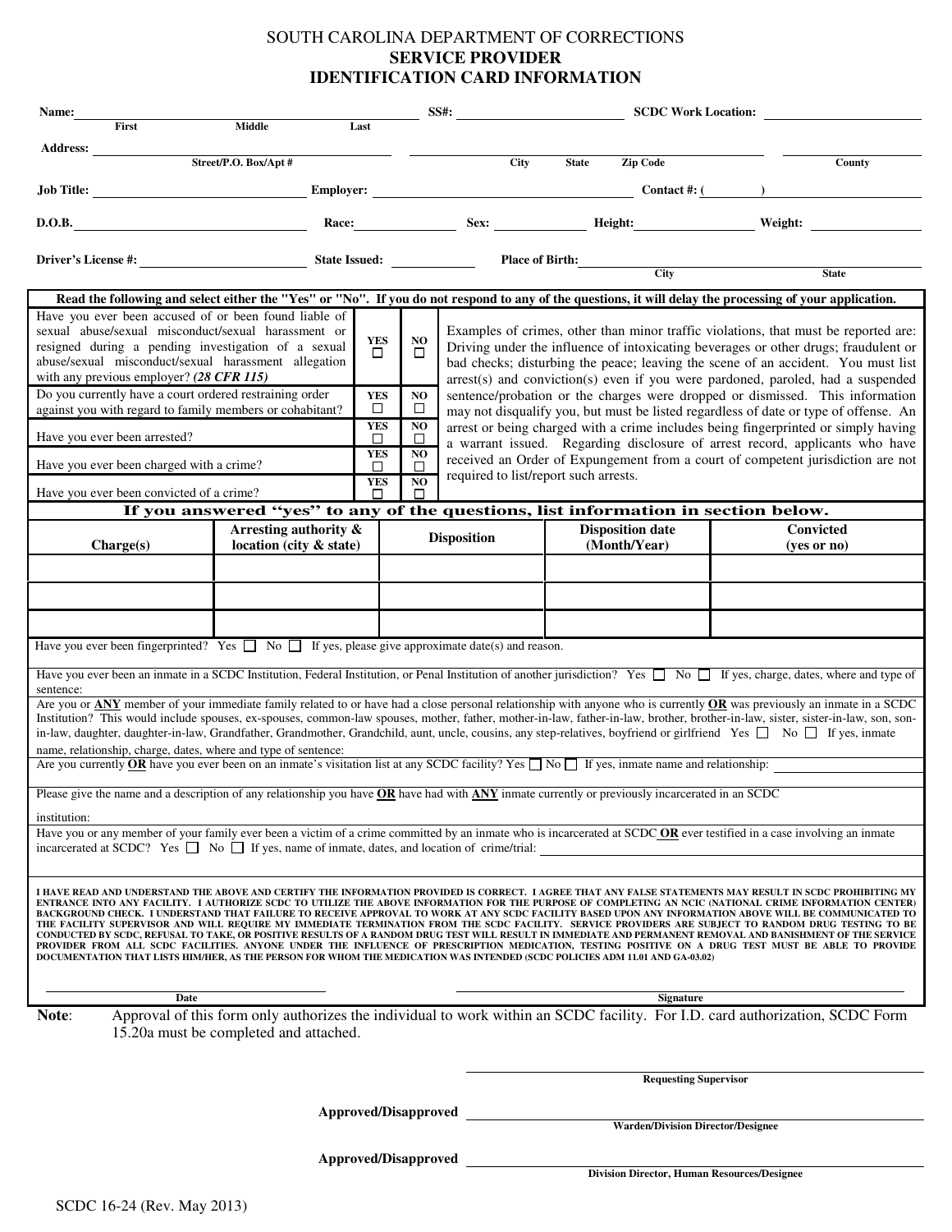# SOUTH CAROLINA DEPARTMENT OF CORRECTIONS
## SERVICE PROVIDER
## IDENTIFICATION CARD INFORMATION

**Name:** ______________________ (First / Middle / Last) **SS#:** ______________ **SCDC Work Location:** ______________

**Address:** ______________________ (Street/P.O. Box/Apt #) ______________ (City / State / Zip Code) ______________ (County)

**Job Title:** ______________ **Employer:** ______________ **Contact #:** ( ) ______________

**D.O.B.** ______________ **Race:** ______________ **Sex:** ______________ **Height:** ______________ **Weight:** ______________

**Driver's License #:** ______________ **State Issued:** ______________ **Place of Birth:** ______________ (City / State)

**Read the following and select either the "Yes" or "No". If you do not respond to any of the questions, it will delay the processing of your application.**

| Question | YES | NO |
|---|---|---|
| Have you ever been accused of or been found liable of sexual abuse/sexual misconduct/sexual harassment or resigned during a pending investigation of a sexual abuse/sexual misconduct/sexual harassment allegation with any previous employer? ***(28 CFR 115)*** | ☐ | ☐ |
| Do you currently have a court ordered restraining order against you with regard to family members or cohabitant? | ☐ | ☐ |
| Have you ever been arrested? | ☐ | ☐ |
| Have you ever been charged with a crime? | ☐ | ☐ |
| Have you ever been convicted of a crime? | ☐ | ☐ |

Examples of crimes, other than minor traffic violations, that must be reported are: Driving under the influence of intoxicating beverages or other drugs; fraudulent or bad checks; disturbing the peace; leaving the scene of an accident. You must list arrest(s) and conviction(s) even if you were pardoned, paroled, had a suspended sentence/probation or the charges were dropped or dismissed. This information may not disqualify you, but must be listed regardless of date or type of offense. An arrest or being charged with a crime includes being fingerprinted or simply having a warrant issued. Regarding disclosure of arrest record, applicants who have received an Order of Expungement from a court of competent jurisdiction are not required to list/report such arrests.

**If you answered "yes" to any of the questions, list information in section below.**

| Charge(s) | Arresting authority & location (city & state) | Disposition | Disposition date (Month/Year) | Convicted (yes or no) |
|---|---|---|---|---|
| | | | | |
| | | | | |
| | | | | |

Have you ever been fingerprinted? Yes ☐ No ☐ If yes, please give approximate date(s) and reason.

Have you ever been an inmate in a SCDC Institution, Federal Institution, or Penal Institution of another jurisdiction? Yes ☐ No ☐ If yes, charge, dates, where and type of sentence:

Are you or **ANY** member of your immediate family related to or have had a close personal relationship with anyone who is currently **OR** was previously an inmate in a SCDC Institution? This would include spouses, ex-spouses, common-law spouses, mother, father, mother-in-law, father-in-law, brother, brother-in-law, sister, sister-in-law, son, son-in-law, daughter, daughter-in-law, Grandfather, Grandmother, Grandchild, aunt, uncle, cousins, any step-relatives, boyfriend or girlfriend Yes ☐ No ☐ If yes, inmate name, relationship, charge, dates, where and type of sentence:

Are you currently **OR** have you ever been on an inmate's visitation list at any SCDC facility? Yes ☐ No ☐ If yes, inmate name and relationship: ______________

Please give the name and a description of any relationship you have **OR** have had with **ANY** inmate currently or previously incarcerated in an SCDC institution:

Have you or any member of your family ever been a victim of a crime committed by an inmate who is incarcerated at SCDC **OR** ever testified in a case involving an inmate incarcerated at SCDC? Yes ☐ No ☐ If yes, name of inmate, dates, and location of crime/trial: ______________

I HAVE READ AND UNDERSTAND THE ABOVE AND CERTIFY THE INFORMATION PROVIDED IS CORRECT. I AGREE THAT ANY FALSE STATEMENTS MAY RESULT IN SCDC PROHIBITING MY ENTRANCE INTO ANY FACILITY. I AUTHORIZE SCDC TO UTILIZE THE ABOVE INFORMATION FOR THE PURPOSE OF COMPLETING AN NCIC (NATIONAL CRIME INFORMATION CENTER) BACKGROUND CHECK. I UNDERSTAND THAT FAILURE TO RECEIVE APPROVAL TO WORK AT ANY SCDC FACILITY BASED UPON ANY INFORMATION ABOVE WILL BE COMMUNICATED TO THE FACILITY SUPERVISOR AND WILL REQUIRE MY IMMEDIATE TERMINATION FROM THE SCDC FACILITY. SERVICE PROVIDERS ARE SUBJECT TO RANDOM DRUG TESTING TO BE CONDUCTED BY SCDC, REFUSAL TO TAKE, OR POSITIVE RESULTS OF A RANDOM DRUG TEST WILL RESULT IN IMMEDIATE AND PERMANENT REMOVAL AND BANISHMENT OF THE SERVICE PROVIDER FROM ALL SCDC FACILITIES. ANYONE UNDER THE INFLUENCE OF PRESCRIPTION MEDICATION, TESTING POSITIVE ON A DRUG TEST MUST BE ABLE TO PROVIDE DOCUMENTATION THAT LISTS HIM/HER, AS THE PERSON FOR WHOM THE MEDICATION WAS INTENDED (SCDC POLICIES ADM 11.01 AND GA-03.02)

______________ Date ______________ Signature

**Note**: Approval of this form only authorizes the individual to work within an SCDC facility. For I.D. card authorization, SCDC Form 15.20a must be completed and attached.

______________ **Requesting Supervisor**

**Approved/Disapproved** ______________ **Warden/Division Director/Designee**

**Approved/Disapproved** ______________ **Division Director, Human Resources/Designee**

SCDC 16-24 (Rev. May 2013)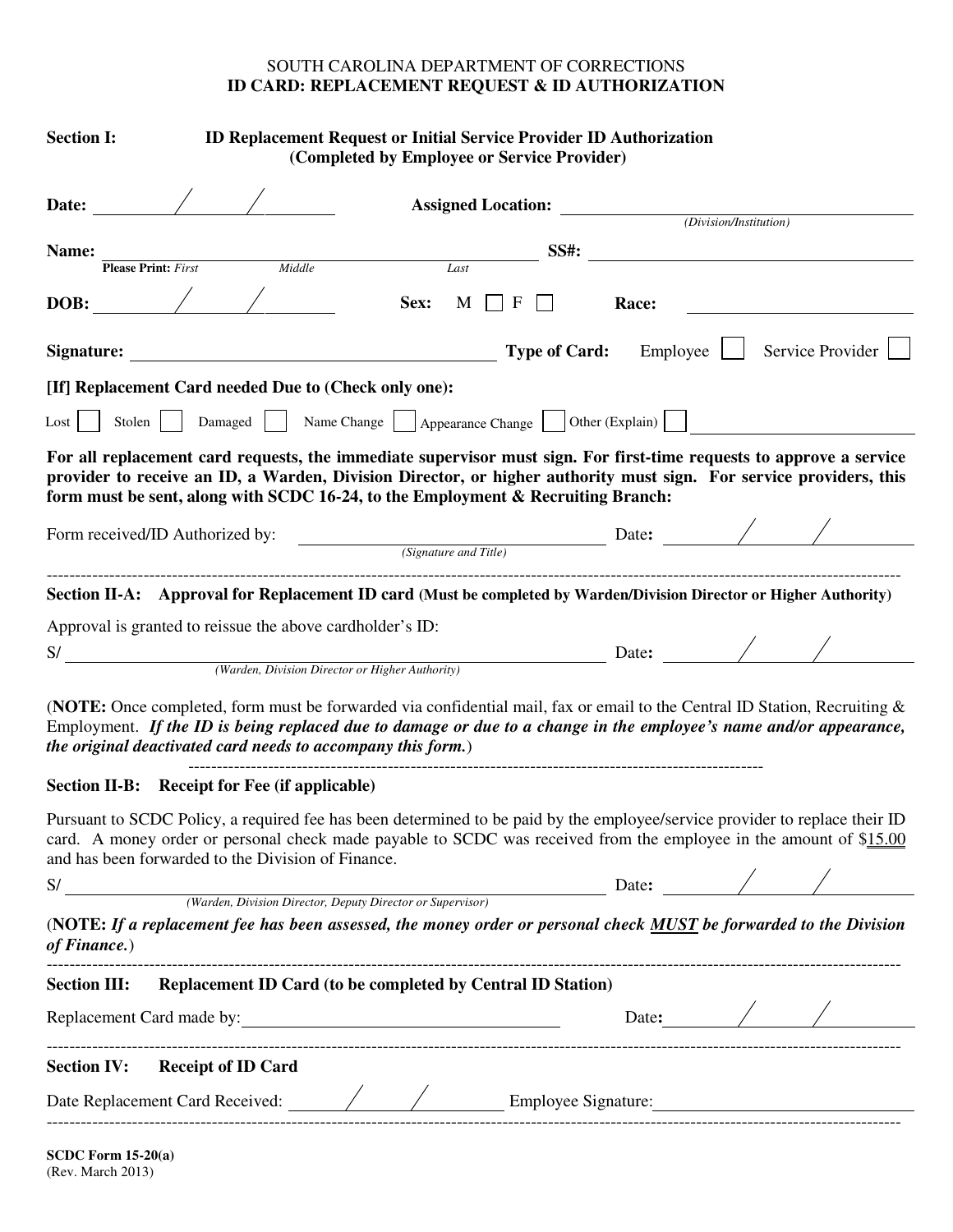SOUTH CAROLINA DEPARTMENT OF CORRECTIONS

# ID CARD: REPLACEMENT REQUEST & ID AUTHORIZATION

**Section I: ID Replacement Request or Initial Service Provider ID Authorization (Completed by Employee or Service Provider)**

**Date:** ____/____/____ **Assigned Location:** ______________________ *(Division/Institution)*

**Name:** ______________________________ **SS#:** ______________________
**Please Print:** *First* *Middle* *Last*

**DOB:** ____/____/____ **Sex:** M ☐ F ☐ **Race:** ______________________

**Signature:** ______________________ **Type of Card:** Employee ☐ Service Provider ☐

**[If] Replacement Card needed Due to (Check only one):**

Lost ☐ Stolen ☐ Damaged ☐ Name Change ☐ Appearance Change ☐ Other (Explain) ☐ ______________________

**For all replacement card requests, the immediate supervisor must sign. For first-time requests to approve a service provider to receive an ID, a Warden, Division Director, or higher authority must sign. For service providers, this form must be sent, along with SCDC 16-24, to the Employment & Recruiting Branch:**

Form received/ID Authorized by: ______________________ *(Signature and Title)* Date**:** ____/____/____

---

**Section II-A: Approval for Replacement ID card (Must be completed by Warden/Division Director or Higher Authority)**

Approval is granted to reissue the above cardholder's ID:

S/ ______________________ *(Warden, Division Director or Higher Authority)* Date**:** ____/____/____

(**NOTE:** Once completed, form must be forwarded via confidential mail, fax or email to the Central ID Station, Recruiting & Employment. ***If the ID is being replaced due to damage or due to a change in the employee's name and/or appearance, the original deactivated card needs to accompany this form.***)

---

**Section II-B: Receipt for Fee (if applicable)**

Pursuant to SCDC Policy, a required fee has been determined to be paid by the employee/service provider to replace their ID card. A money order or personal check made payable to SCDC was received from the employee in the amount of $15.00 and has been forwarded to the Division of Finance.

S/ ______________________ *(Warden, Division Director, Deputy Director or Supervisor)* Date**:** ____/____/____

(**NOTE:** ***If a replacement fee has been assessed, the money order or personal check MUST be forwarded to the Division of Finance.***)

---

**Section III: Replacement ID Card (to be completed by Central ID Station)**

Replacement Card made by: ______________________ Date**:** ____/____/____

---

**Section IV: Receipt of ID Card**

Date Replacement Card Received: ____/____/____ Employee Signature: ______________________

---

**SCDC Form 15-20(a)**
(Rev. March 2013)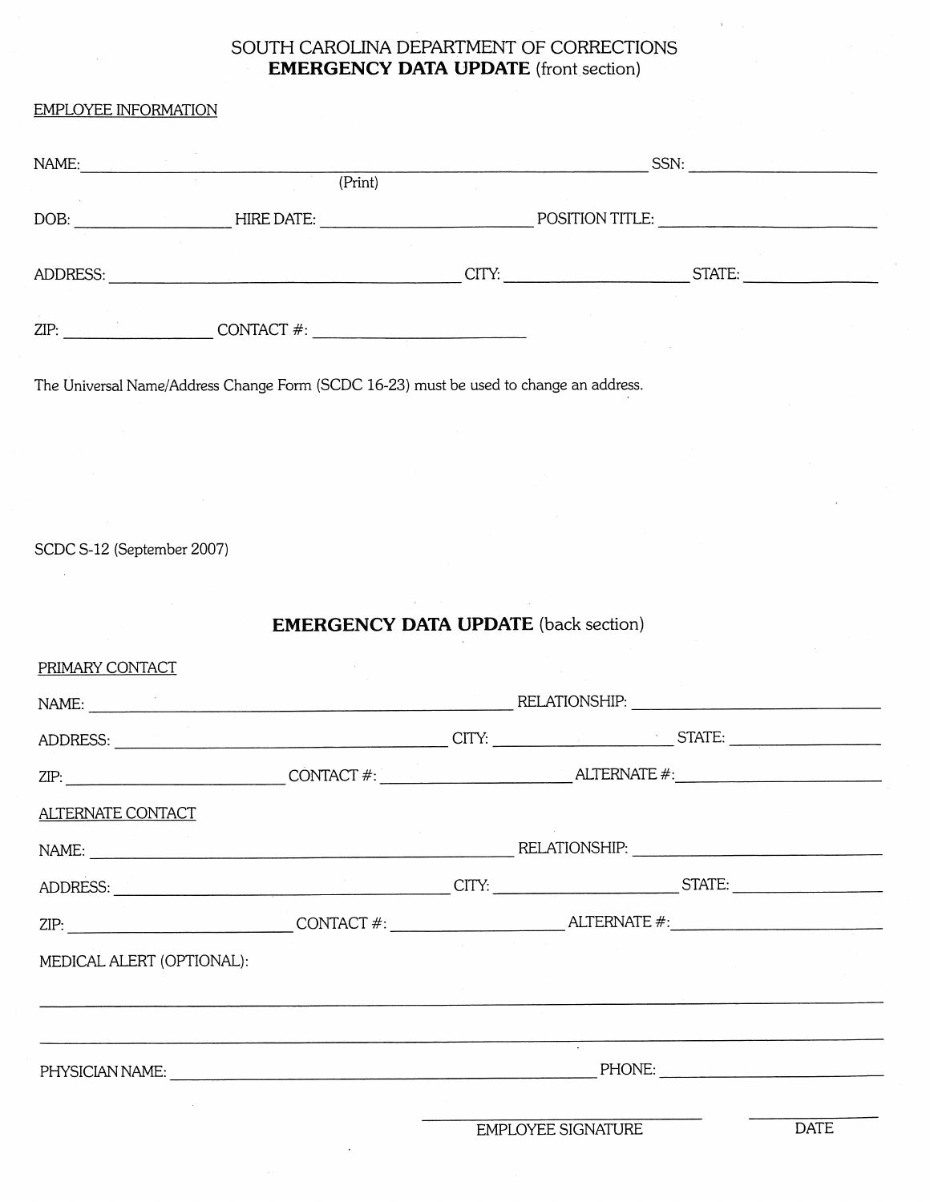# SOUTH CAROLINA DEPARTMENT OF CORRECTIONS
## **EMERGENCY DATA UPDATE** (front section)

EMPLOYEE INFORMATION

NAME: ______________________________________________ SSN: ____________________
(Print)

DOB: ______________ HIRE DATE: ____________________ POSITION TITLE: ____________________

ADDRESS: ________________________________ CITY: ________________ STATE: ____________

ZIP: ______________ CONTACT #: ____________________

The Universal Name/Address Change Form (SCDC 16-23) must be used to change an address.

SCDC S-12 (September 2007)

## **EMERGENCY DATA UPDATE** (back section)

PRIMARY CONTACT

NAME: ________________________________________ RELATIONSHIP: ____________________

ADDRESS: ________________________________ CITY: ________________ STATE: ____________

ZIP: ____________________ CONTACT #: ________________ ALTERNATE #: ____________________

ALTERNATE CONTACT

NAME: ________________________________________ RELATIONSHIP: ____________________

ADDRESS: ________________________________ CITY: ________________ STATE: ____________

ZIP: ____________________ CONTACT #: ________________ ALTERNATE #: ____________________

MEDICAL ALERT (OPTIONAL):

______________________________________________________________________________

______________________________________________________________________________

PHYSICIAN NAME: ________________________________________ PHONE: ____________________

____________________________ ____________
EMPLOYEE SIGNATURE DATE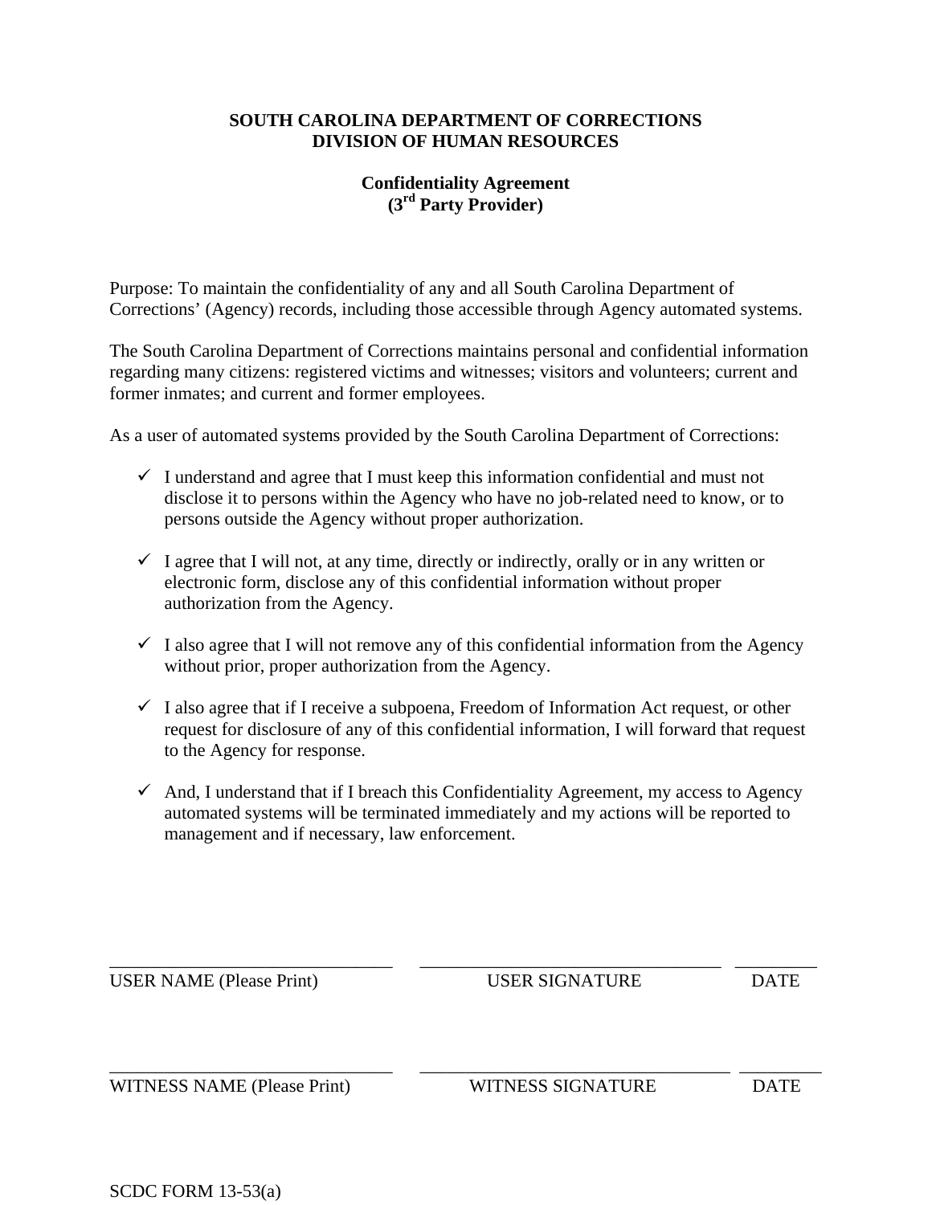**SOUTH CAROLINA DEPARTMENT OF CORRECTIONS**
**DIVISION OF HUMAN RESOURCES**

**Confidentiality Agreement**
**(3rd Party Provider)**

Purpose: To maintain the confidentiality of any and all South Carolina Department of Corrections' (Agency) records, including those accessible through Agency automated systems.

The South Carolina Department of Corrections maintains personal and confidential information regarding many citizens: registered victims and witnesses; visitors and volunteers; current and former inmates; and current and former employees.

As a user of automated systems provided by the South Carolina Department of Corrections:

- ✓ I understand and agree that I must keep this information confidential and must not disclose it to persons within the Agency who have no job-related need to know, or to persons outside the Agency without proper authorization.

- ✓ I agree that I will not, at any time, directly or indirectly, orally or in any written or electronic form, disclose any of this confidential information without proper authorization from the Agency.

- ✓ I also agree that I will not remove any of this confidential information from the Agency without prior, proper authorization from the Agency.

- ✓ I also agree that if I receive a subpoena, Freedom of Information Act request, or other request for disclosure of any of this confidential information, I will forward that request to the Agency for response.

- ✓ And, I understand that if I breach this Confidentiality Agreement, my access to Agency automated systems will be terminated immediately and my actions will be reported to management and if necessary, law enforcement.

| | | |
|---|---|---|
| ______________________________ | ______________________________ | __________ |
| USER NAME (Please Print) | USER SIGNATURE | DATE |
| ______________________________ | ______________________________ | __________ |
| WITNESS NAME (Please Print) | WITNESS SIGNATURE | DATE |

SCDC FORM 13-53(a)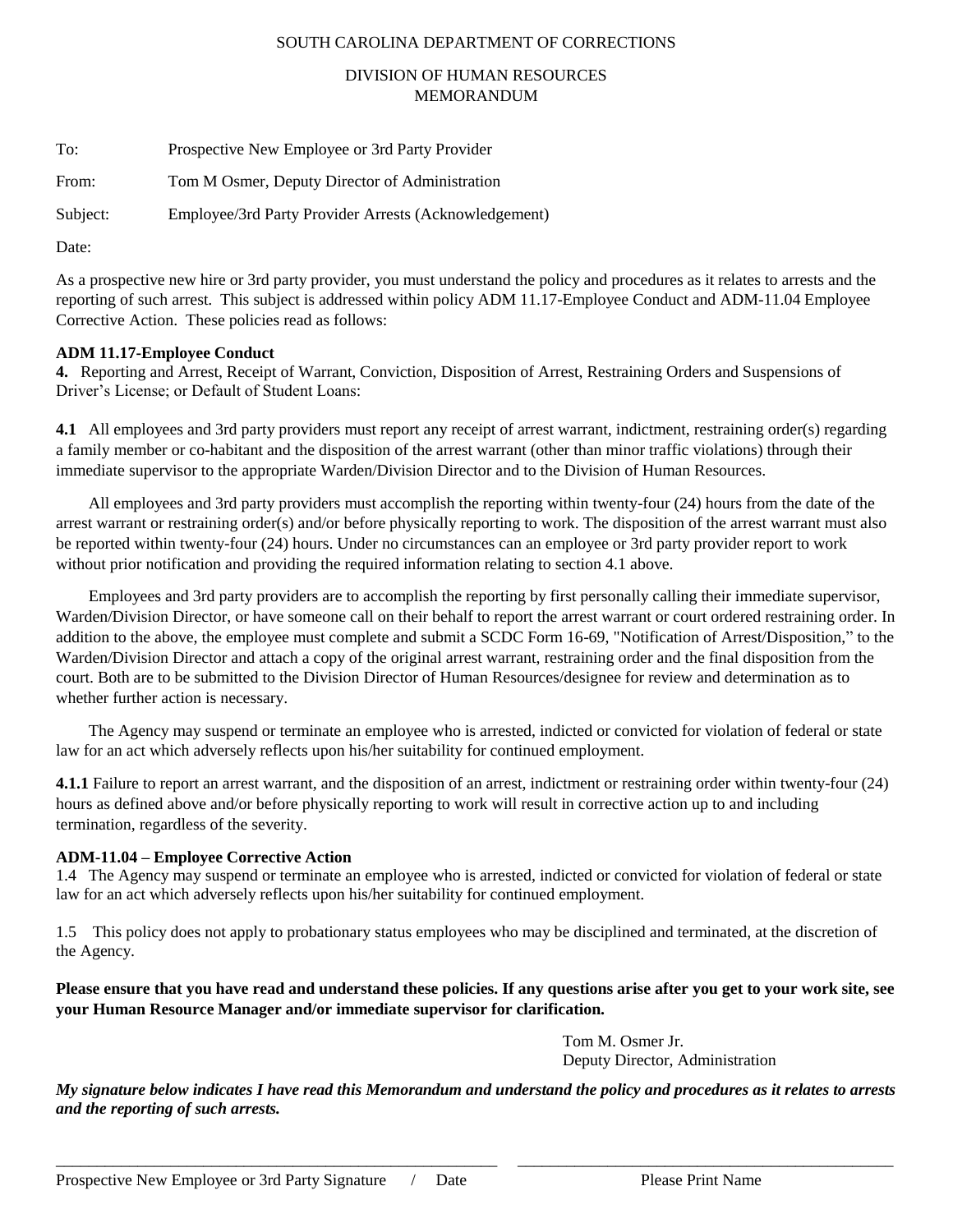SOUTH CAROLINA DEPARTMENT OF CORRECTIONS

DIVISION OF HUMAN RESOURCES
MEMORANDUM

To: Prospective New Employee or 3rd Party Provider

From: Tom M Osmer, Deputy Director of Administration

Subject: Employee/3rd Party Provider Arrests (Acknowledgement)

Date:

As a prospective new hire or 3rd party provider, you must understand the policy and procedures as it relates to arrests and the reporting of such arrest. This subject is addressed within policy ADM 11.17-Employee Conduct and ADM-11.04 Employee Corrective Action. These policies read as follows:

**ADM 11.17-Employee Conduct**

**4.** Reporting and Arrest, Receipt of Warrant, Conviction, Disposition of Arrest, Restraining Orders and Suspensions of Driver's License; or Default of Student Loans:

**4.1** All employees and 3rd party providers must report any receipt of arrest warrant, indictment, restraining order(s) regarding a family member or co-habitant and the disposition of the arrest warrant (other than minor traffic violations) through their immediate supervisor to the appropriate Warden/Division Director and to the Division of Human Resources.

All employees and 3rd party providers must accomplish the reporting within twenty-four (24) hours from the date of the arrest warrant or restraining order(s) and/or before physically reporting to work. The disposition of the arrest warrant must also be reported within twenty-four (24) hours. Under no circumstances can an employee or 3rd party provider report to work without prior notification and providing the required information relating to section 4.1 above.

Employees and 3rd party providers are to accomplish the reporting by first personally calling their immediate supervisor, Warden/Division Director, or have someone call on their behalf to report the arrest warrant or court ordered restraining order. In addition to the above, the employee must complete and submit a SCDC Form 16-69, "Notification of Arrest/Disposition," to the Warden/Division Director and attach a copy of the original arrest warrant, restraining order and the final disposition from the court. Both are to be submitted to the Division Director of Human Resources/designee for review and determination as to whether further action is necessary.

The Agency may suspend or terminate an employee who is arrested, indicted or convicted for violation of federal or state law for an act which adversely reflects upon his/her suitability for continued employment.

**4.1.1** Failure to report an arrest warrant, and the disposition of an arrest, indictment or restraining order within twenty-four (24) hours as defined above and/or before physically reporting to work will result in corrective action up to and including termination, regardless of the severity.

**ADM-11.04 – Employee Corrective Action**

1.4 The Agency may suspend or terminate an employee who is arrested, indicted or convicted for violation of federal or state law for an act which adversely reflects upon his/her suitability for continued employment.

1.5 This policy does not apply to probationary status employees who may be disciplined and terminated, at the discretion of the Agency.

**Please ensure that you have read and understand these policies. If any questions arise after you get to your work site, see your Human Resource Manager and/or immediate supervisor for clarification.**

Tom M. Osmer Jr.
Deputy Director, Administration

***My signature below indicates I have read this Memorandum and understand the policy and procedures as it relates to arrests and the reporting of such arrests.***

_______________________________________________ _______________________________________________

Prospective New Employee or 3rd Party Signature / Date Please Print Name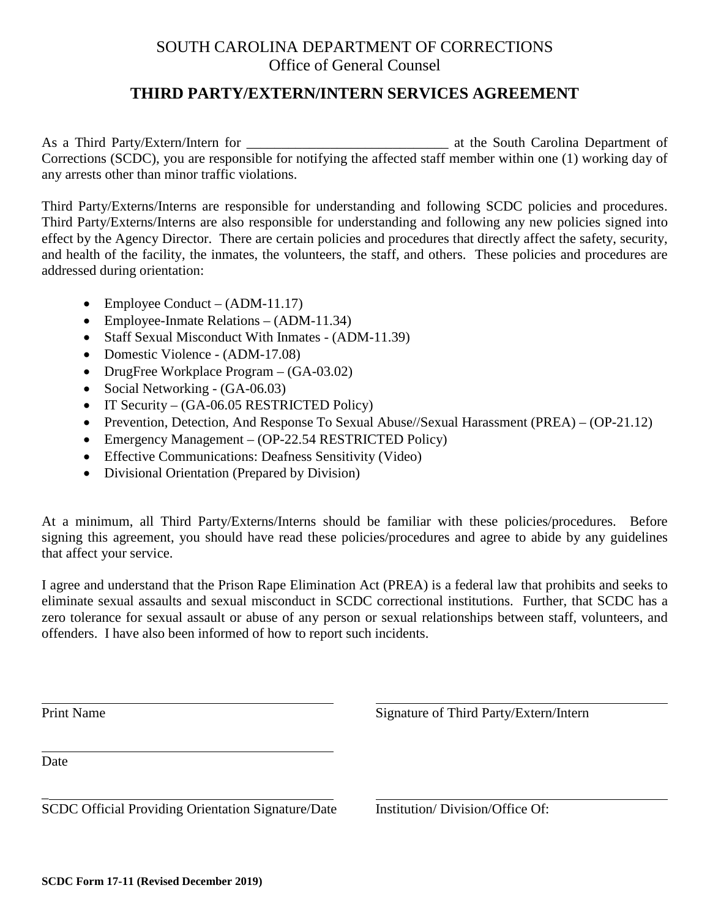SOUTH CAROLINA DEPARTMENT OF CORRECTIONS
Office of General Counsel

# THIRD PARTY/EXTERN/INTERN SERVICES AGREEMENT

As a Third Party/Extern/Intern for _____________________________ at the South Carolina Department of Corrections (SCDC), you are responsible for notifying the affected staff member within one (1) working day of any arrests other than minor traffic violations.

Third Party/Externs/Interns are responsible for understanding and following SCDC policies and procedures. Third Party/Externs/Interns are also responsible for understanding and following any new policies signed into effect by the Agency Director. There are certain policies and procedures that directly affect the safety, security, and health of the facility, the inmates, the volunteers, the staff, and others. These policies and procedures are addressed during orientation:

- Employee Conduct – (ADM-11.17)
- Employee-Inmate Relations – (ADM-11.34)
- Staff Sexual Misconduct With Inmates - (ADM-11.39)
- Domestic Violence - (ADM-17.08)
- DrugFree Workplace Program – (GA-03.02)
- Social Networking - (GA-06.03)
- IT Security – (GA-06.05 RESTRICTED Policy)
- Prevention, Detection, And Response To Sexual Abuse//Sexual Harassment (PREA) – (OP-21.12)
- Emergency Management – (OP-22.54 RESTRICTED Policy)
- Effective Communications: Deafness Sensitivity (Video)
- Divisional Orientation (Prepared by Division)

At a minimum, all Third Party/Externs/Interns should be familiar with these policies/procedures. Before signing this agreement, you should have read these policies/procedures and agree to abide by any guidelines that affect your service.

I agree and understand that the Prison Rape Elimination Act (PREA) is a federal law that prohibits and seeks to eliminate sexual assaults and sexual misconduct in SCDC correctional institutions. Further, that SCDC has a zero tolerance for sexual assault or abuse of any person or sexual relationships between staff, volunteers, and offenders. I have also been informed of how to report such incidents.

_____________________________________________
Print Name

_____________________________________________
Signature of Third Party/Extern/Intern

_____________________________________________
Date

_____________________________________________
SCDC Official Providing Orientation Signature/Date

_____________________________________________
Institution/ Division/Office Of:

**SCDC Form 17-11 (Revised December 2019)**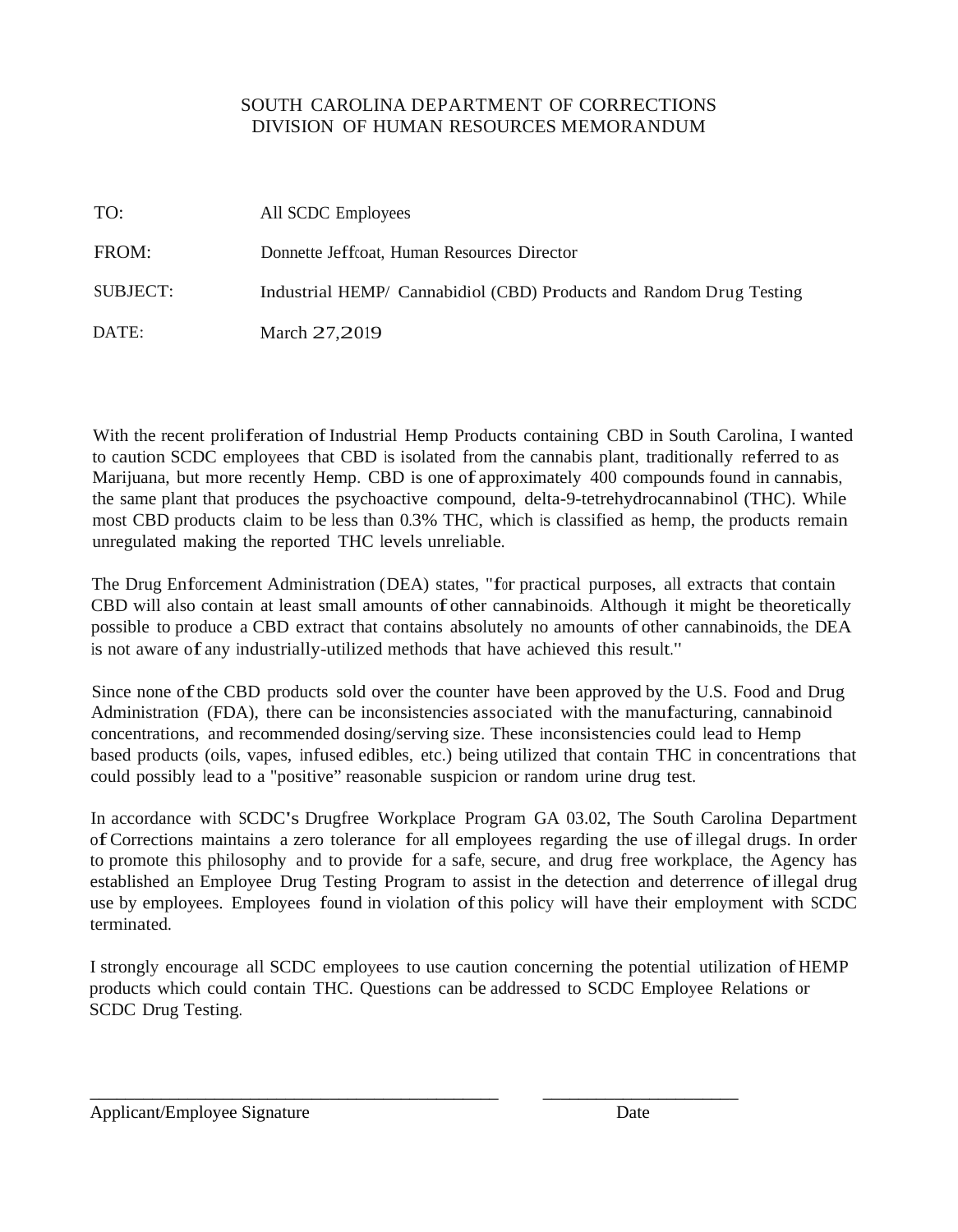SOUTH CAROLINA DEPARTMENT OF CORRECTIONS
DIVISION OF HUMAN RESOURCES MEMORANDUM

| | |
|---|---|
| TO: | All SCDC Employees |
| FROM: | Donnette Jeffcoat, Human Resources Director |
| SUBJECT: | Industrial HEMP/ Cannabidiol (CBD) Products and Random Drug Testing |
| DATE: | March 27,2019 |

With the recent proliferation of Industrial Hemp Products containing CBD in South Carolina, I wanted to caution SCDC employees that CBD is isolated from the cannabis plant, traditionally referred to as Marijuana, but more recently Hemp. CBD is one of approximately 400 compounds found in cannabis, the same plant that produces the psychoactive compound, delta-9-tetrehydrocannabinol (THC). While most CBD products claim to be less than 0.3% THC, which is classified as hemp, the products remain unregulated making the reported THC levels unreliable.

The Drug Enforcement Administration (DEA) states, "for practical purposes, all extracts that contain CBD will also contain at least small amounts of other cannabinoids. Although it might be theoretically possible to produce a CBD extract that contains absolutely no amounts of other cannabinoids, the DEA is not aware of any industrially-utilized methods that have achieved this result."

Since none of the CBD products sold over the counter have been approved by the U.S. Food and Drug Administration (FDA), there can be inconsistencies associated with the manufacturing, cannabinoid concentrations, and recommended dosing/serving size. These inconsistencies could lead to Hemp based products (oils, vapes, infused edibles, etc.) being utilized that contain THC in concentrations that could possibly lead to a "positive" reasonable suspicion or random urine drug test.

In accordance with SCDC's Drugfree Workplace Program GA 03.02, The South Carolina Department of Corrections maintains a zero tolerance for all employees regarding the use of illegal drugs. In order to promote this philosophy and to provide for a safe, secure, and drug free workplace, the Agency has established an Employee Drug Testing Program to assist in the detection and deterrence of illegal drug use by employees. Employees found in violation of this policy will have their employment with SCDC terminated.

I strongly encourage all SCDC employees to use caution concerning the potential utilization of HEMP products which could contain THC. Questions can be addressed to SCDC Employee Relations or SCDC Drug Testing.

\_\_\_\_\_\_\_\_\_\_\_\_\_\_\_\_\_\_\_\_\_\_\_\_\_\_\_\_\_\_\_\_\_\_\_\_\_\_\_\_ \_\_\_\_\_\_\_\_\_\_\_\_\_\_\_\_\_\_\_\_

Applicant/Employee Signature Date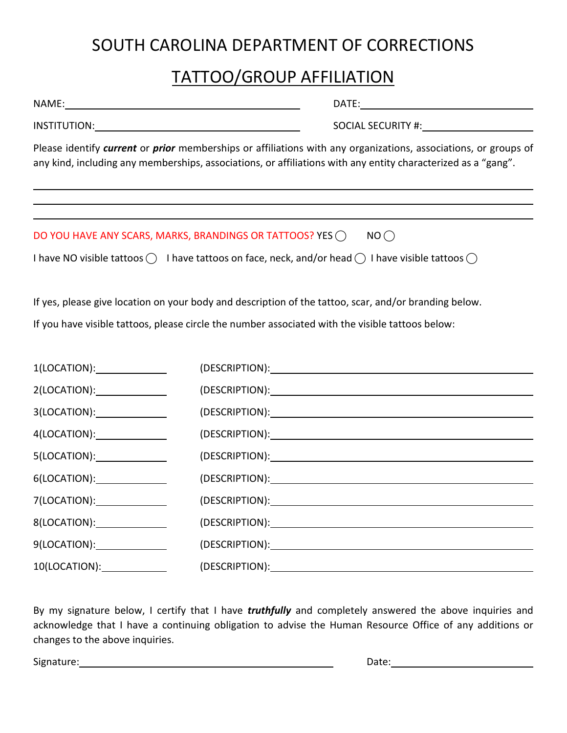# SOUTH CAROLINA DEPARTMENT OF CORRECTIONS

## TATTOO/GROUP AFFILIATION

NAME:______________________________________ DATE:__________________________

INSTITUTION:________________________________ SOCIAL SECURITY #:________________

Please identify ***current*** or ***prior*** memberships or affiliations with any organizations, associations, or groups of any kind, including any memberships, associations, or affiliations with any entity characterized as a "gang".

______________________________________________________________________________

______________________________________________________________________________

______________________________________________________________________________

DO YOU HAVE ANY SCARS, MARKS, BRANDINGS OR TATTOOS? YES ◯ NO ◯

I have NO visible tattoos ◯ I have tattoos on face, neck, and/or head ◯ I have visible tattoos ◯

If yes, please give location on your body and description of the tattoo, scar, and/or branding below.

If you have visible tattoos, please circle the number associated with the visible tattoos below:

1(LOCATION):____________ (DESCRIPTION):________________________________________

2(LOCATION):____________ (DESCRIPTION):________________________________________

3(LOCATION):____________ (DESCRIPTION):________________________________________

4(LOCATION):____________ (DESCRIPTION):________________________________________

5(LOCATION):____________ (DESCRIPTION):________________________________________

6(LOCATION):____________ (DESCRIPTION):________________________________________

7(LOCATION):____________ (DESCRIPTION):________________________________________

8(LOCATION):____________ (DESCRIPTION):________________________________________

9(LOCATION):____________ (DESCRIPTION):________________________________________

10(LOCATION):___________ (DESCRIPTION):________________________________________

By my signature below, I certify that I have ***truthfully*** and completely answered the above inquiries and acknowledge that I have a continuing obligation to advise the Human Resource Office of any additions or changes to the above inquiries.

Signature:_____________________________________________ Date:__________________________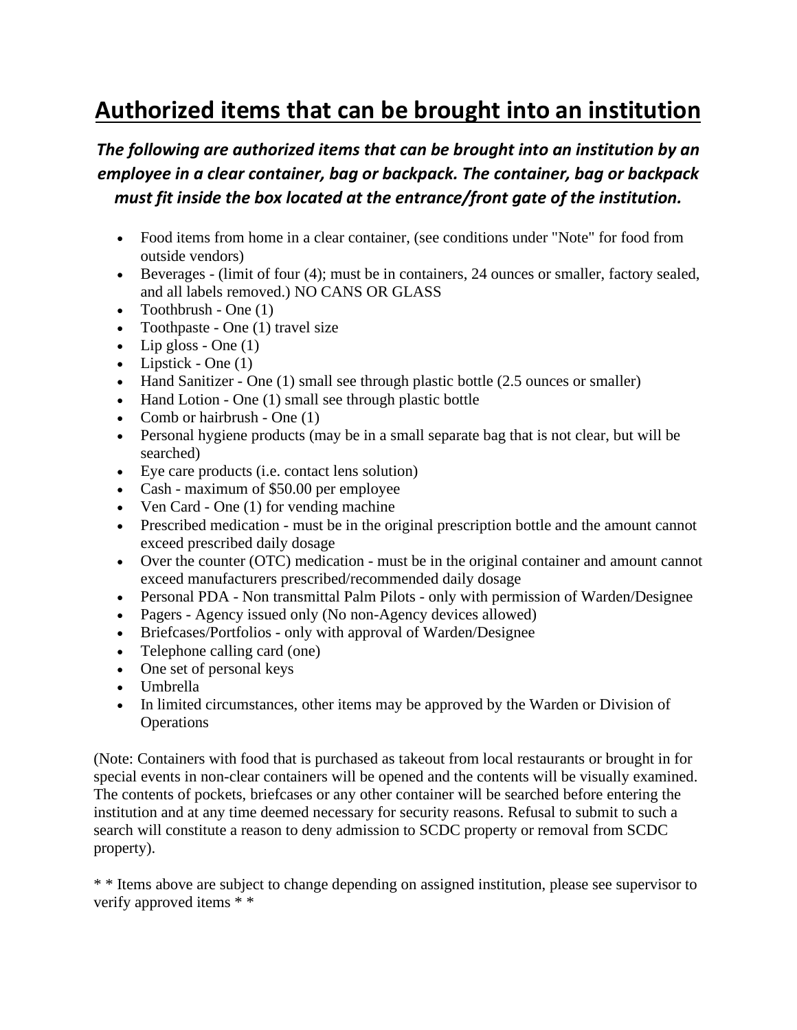# Authorized items that can be brought into an institution

***The following are authorized items that can be brought into an institution by an employee in a clear container, bag or backpack. The container, bag or backpack must fit inside the box located at the entrance/front gate of the institution.***

- Food items from home in a clear container, (see conditions under "Note" for food from outside vendors)
- Beverages - (limit of four (4); must be in containers, 24 ounces or smaller, factory sealed, and all labels removed.) NO CANS OR GLASS
- Toothbrush - One (1)
- Toothpaste - One (1) travel size
- Lip gloss - One (1)
- Lipstick - One (1)
- Hand Sanitizer - One (1) small see through plastic bottle (2.5 ounces or smaller)
- Hand Lotion - One (1) small see through plastic bottle
- Comb or hairbrush - One (1)
- Personal hygiene products (may be in a small separate bag that is not clear, but will be searched)
- Eye care products (i.e. contact lens solution)
- Cash - maximum of $50.00 per employee
- Ven Card - One (1) for vending machine
- Prescribed medication - must be in the original prescription bottle and the amount cannot exceed prescribed daily dosage
- Over the counter (OTC) medication - must be in the original container and amount cannot exceed manufacturers prescribed/recommended daily dosage
- Personal PDA - Non transmittal Palm Pilots - only with permission of Warden/Designee
- Pagers - Agency issued only (No non-Agency devices allowed)
- Briefcases/Portfolios - only with approval of Warden/Designee
- Telephone calling card (one)
- One set of personal keys
- Umbrella
- In limited circumstances, other items may be approved by the Warden or Division of Operations

(Note: Containers with food that is purchased as takeout from local restaurants or brought in for special events in non-clear containers will be opened and the contents will be visually examined. The contents of pockets, briefcases or any other container will be searched before entering the institution and at any time deemed necessary for security reasons. Refusal to submit to such a search will constitute a reason to deny admission to SCDC property or removal from SCDC property).

* * Items above are subject to change depending on assigned institution, please see supervisor to verify approved items * *